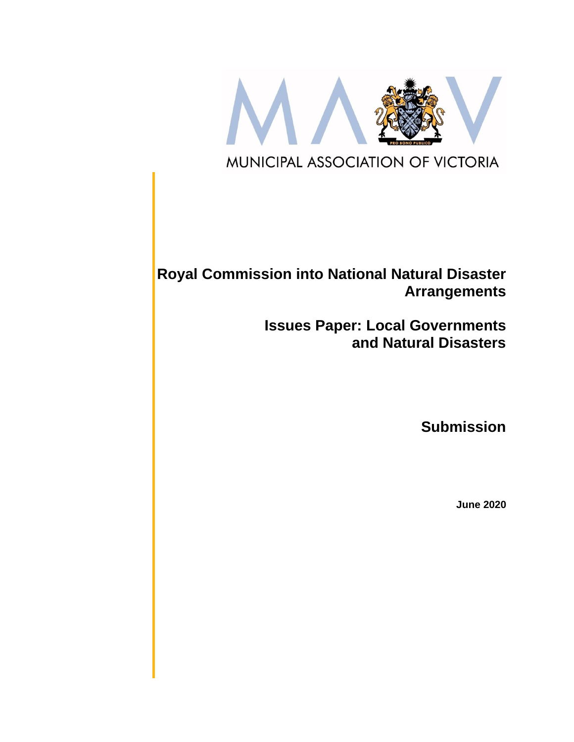MUNICIPAL ASSOCIATION OF VICTORIA

# Royal Commission into National Natural Disaster Arrangements

## Issues Paper: Local Governments and Natural Disasters

## Submission

**June 2020**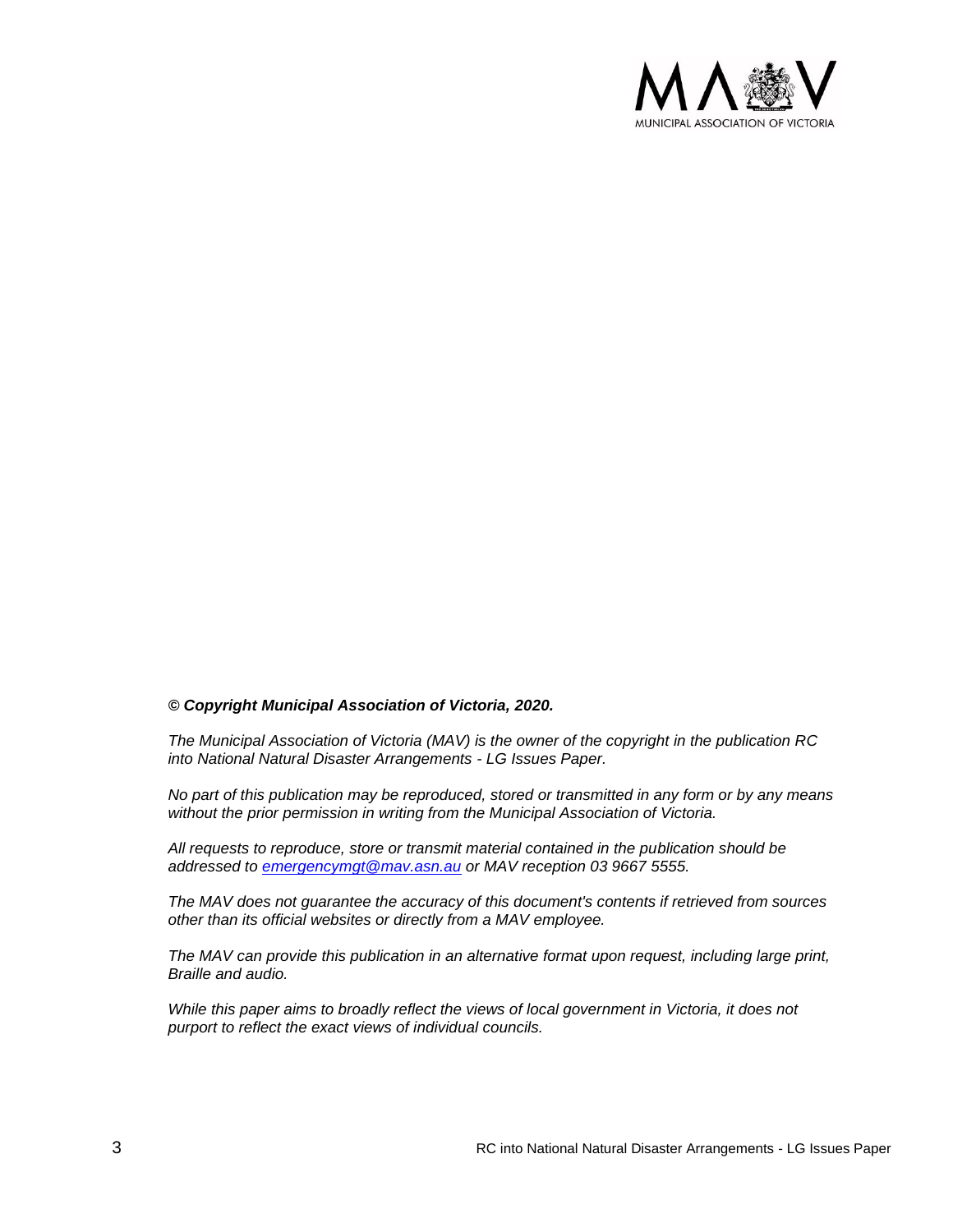***© Copyright Municipal Association of Victoria, 2020.***

*The Municipal Association of Victoria (MAV) is the owner of the copyright in the publication RC into National Natural Disaster Arrangements - LG Issues Paper.*

*No part of this publication may be reproduced, stored or transmitted in any form or by any means without the prior permission in writing from the Municipal Association of Victoria.*

*All requests to reproduce, store or transmit material contained in the publication should be addressed to emergencymgt@mav.asn.au or MAV reception 03 9667 5555.*

*The MAV does not guarantee the accuracy of this document's contents if retrieved from sources other than its official websites or directly from a MAV employee.*

*The MAV can provide this publication in an alternative format upon request, including large print, Braille and audio.*

*While this paper aims to broadly reflect the views of local government in Victoria, it does not purport to reflect the exact views of individual councils.*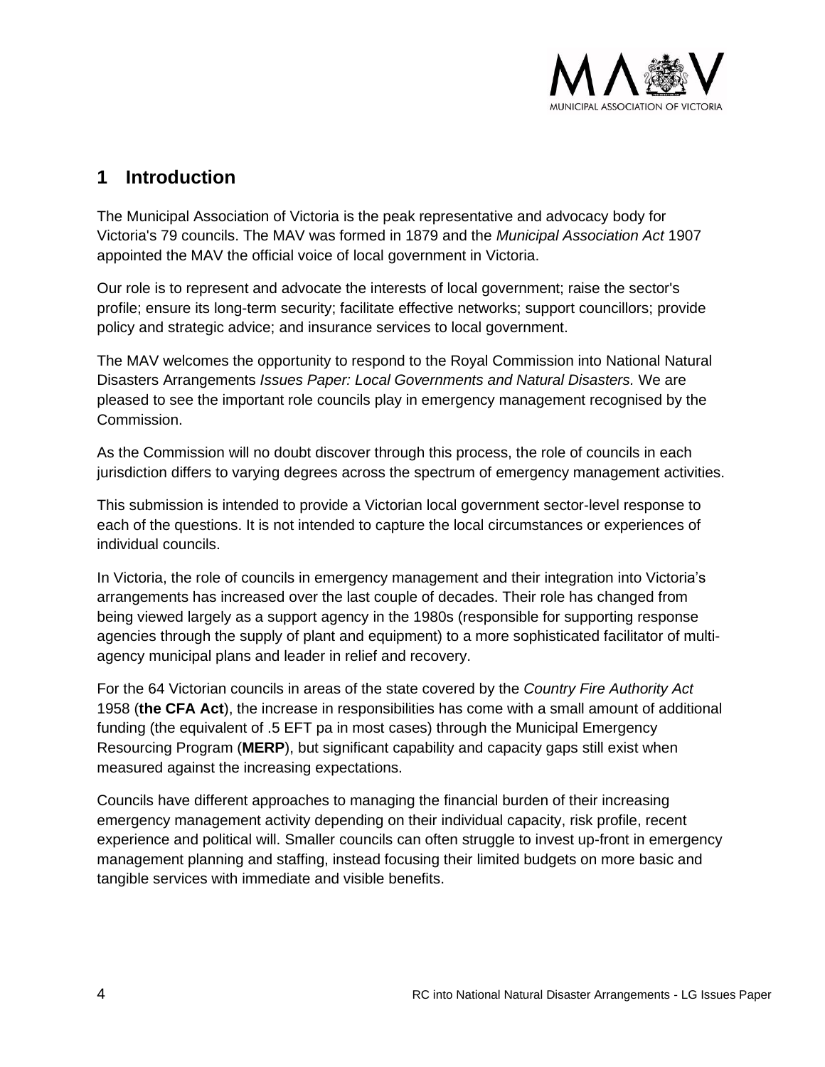# 1 Introduction

The Municipal Association of Victoria is the peak representative and advocacy body for Victoria's 79 councils. The MAV was formed in 1879 and the *Municipal Association Act* 1907 appointed the MAV the official voice of local government in Victoria.

Our role is to represent and advocate the interests of local government; raise the sector's profile; ensure its long-term security; facilitate effective networks; support councillors; provide policy and strategic advice; and insurance services to local government.

The MAV welcomes the opportunity to respond to the Royal Commission into National Natural Disasters Arrangements *Issues Paper: Local Governments and Natural Disasters.* We are pleased to see the important role councils play in emergency management recognised by the Commission.

As the Commission will no doubt discover through this process, the role of councils in each jurisdiction differs to varying degrees across the spectrum of emergency management activities.

This submission is intended to provide a Victorian local government sector-level response to each of the questions. It is not intended to capture the local circumstances or experiences of individual councils.

In Victoria, the role of councils in emergency management and their integration into Victoria's arrangements has increased over the last couple of decades. Their role has changed from being viewed largely as a support agency in the 1980s (responsible for supporting response agencies through the supply of plant and equipment) to a more sophisticated facilitator of multi-agency municipal plans and leader in relief and recovery.

For the 64 Victorian councils in areas of the state covered by the *Country Fire Authority Act* 1958 (**the CFA Act**), the increase in responsibilities has come with a small amount of additional funding (the equivalent of .5 EFT pa in most cases) through the Municipal Emergency Resourcing Program (**MERP**), but significant capability and capacity gaps still exist when measured against the increasing expectations.

Councils have different approaches to managing the financial burden of their increasing emergency management activity depending on their individual capacity, risk profile, recent experience and political will. Smaller councils can often struggle to invest up-front in emergency management planning and staffing, instead focusing their limited budgets on more basic and tangible services with immediate and visible benefits.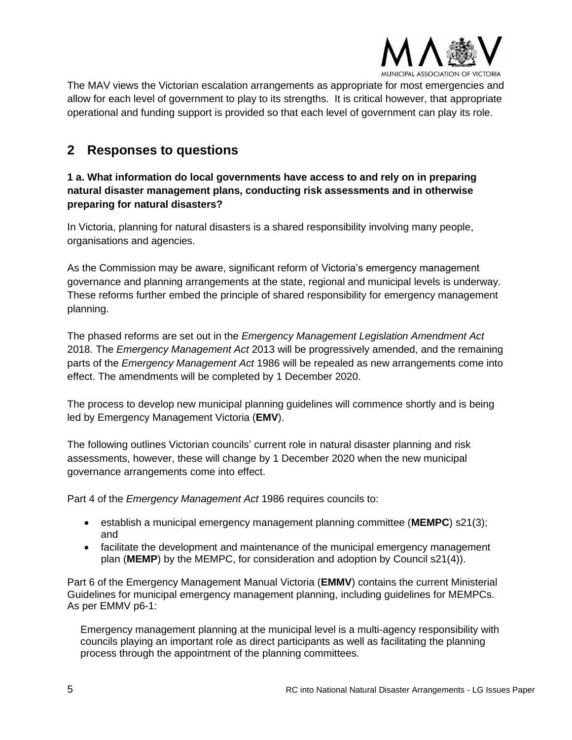The MAV views the Victorian escalation arrangements as appropriate for most emergencies and allow for each level of government to play to its strengths. It is critical however, that appropriate operational and funding support is provided so that each level of government can play its role.

## 2 Responses to questions

**1 a. What information do local governments have access to and rely on in preparing natural disaster management plans, conducting risk assessments and in otherwise preparing for natural disasters?**

In Victoria, planning for natural disasters is a shared responsibility involving many people, organisations and agencies.

As the Commission may be aware, significant reform of Victoria's emergency management governance and planning arrangements at the state, regional and municipal levels is underway. These reforms further embed the principle of shared responsibility for emergency management planning.

The phased reforms are set out in the *Emergency Management Legislation Amendment Act* 2018*.* The *Emergency Management Act* 2013 will be progressively amended, and the remaining parts of the *Emergency Management Act* 1986 will be repealed as new arrangements come into effect. The amendments will be completed by 1 December 2020.

The process to develop new municipal planning guidelines will commence shortly and is being led by Emergency Management Victoria (**EMV**).

The following outlines Victorian councils' current role in natural disaster planning and risk assessments, however, these will change by 1 December 2020 when the new municipal governance arrangements come into effect.

Part 4 of the *Emergency Management Act* 1986 requires councils to:

- establish a municipal emergency management planning committee (**MEMPC**) s21(3); and
- facilitate the development and maintenance of the municipal emergency management plan (**MEMP**) by the MEMPC, for consideration and adoption by Council s21(4)).

Part 6 of the Emergency Management Manual Victoria (**EMMV**) contains the current Ministerial Guidelines for municipal emergency management planning, including guidelines for MEMPCs. As per EMMV p6-1:

> Emergency management planning at the municipal level is a multi-agency responsibility with councils playing an important role as direct participants as well as facilitating the planning process through the appointment of the planning committees.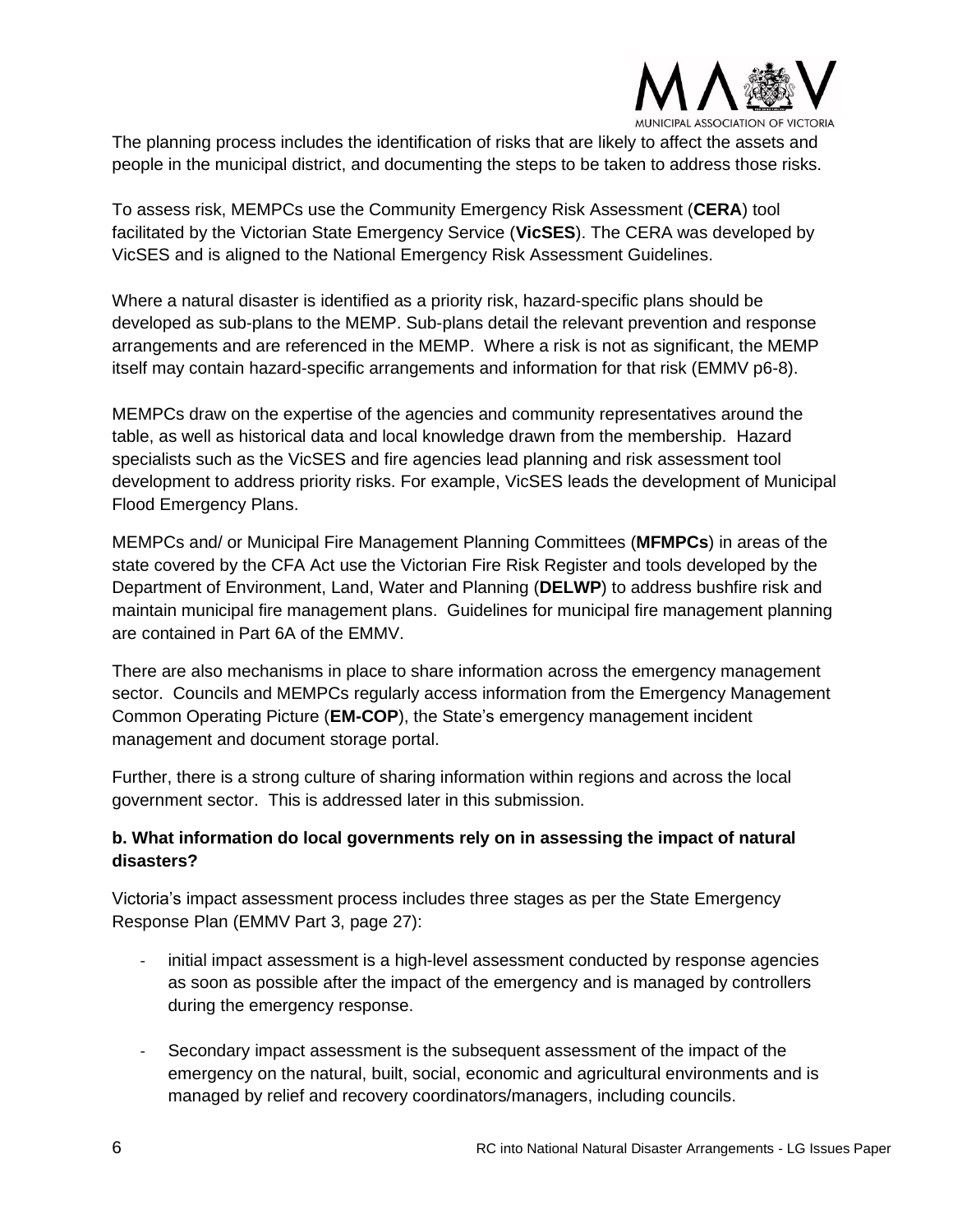The planning process includes the identification of risks that are likely to affect the assets and people in the municipal district, and documenting the steps to be taken to address those risks.

To assess risk, MEMPCs use the Community Emergency Risk Assessment (**CERA**) tool facilitated by the Victorian State Emergency Service (**VicSES**). The CERA was developed by VicSES and is aligned to the National Emergency Risk Assessment Guidelines.

Where a natural disaster is identified as a priority risk, hazard-specific plans should be developed as sub-plans to the MEMP. Sub-plans detail the relevant prevention and response arrangements and are referenced in the MEMP. Where a risk is not as significant, the MEMP itself may contain hazard-specific arrangements and information for that risk (EMMV p6-8).

MEMPCs draw on the expertise of the agencies and community representatives around the table, as well as historical data and local knowledge drawn from the membership. Hazard specialists such as the VicSES and fire agencies lead planning and risk assessment tool development to address priority risks. For example, VicSES leads the development of Municipal Flood Emergency Plans.

MEMPCs and/ or Municipal Fire Management Planning Committees (**MFMPCs**) in areas of the state covered by the CFA Act use the Victorian Fire Risk Register and tools developed by the Department of Environment, Land, Water and Planning (**DELWP**) to address bushfire risk and maintain municipal fire management plans. Guidelines for municipal fire management planning are contained in Part 6A of the EMMV.

There are also mechanisms in place to share information across the emergency management sector. Councils and MEMPCs regularly access information from the Emergency Management Common Operating Picture (**EM-COP**), the State's emergency management incident management and document storage portal.

Further, there is a strong culture of sharing information within regions and across the local government sector. This is addressed later in this submission.

**b. What information do local governments rely on in assessing the impact of natural disasters?**

Victoria's impact assessment process includes three stages as per the State Emergency Response Plan (EMMV Part 3, page 27):

- initial impact assessment is a high-level assessment conducted by response agencies as soon as possible after the impact of the emergency and is managed by controllers during the emergency response.
- Secondary impact assessment is the subsequent assessment of the impact of the emergency on the natural, built, social, economic and agricultural environments and is managed by relief and recovery coordinators/managers, including councils.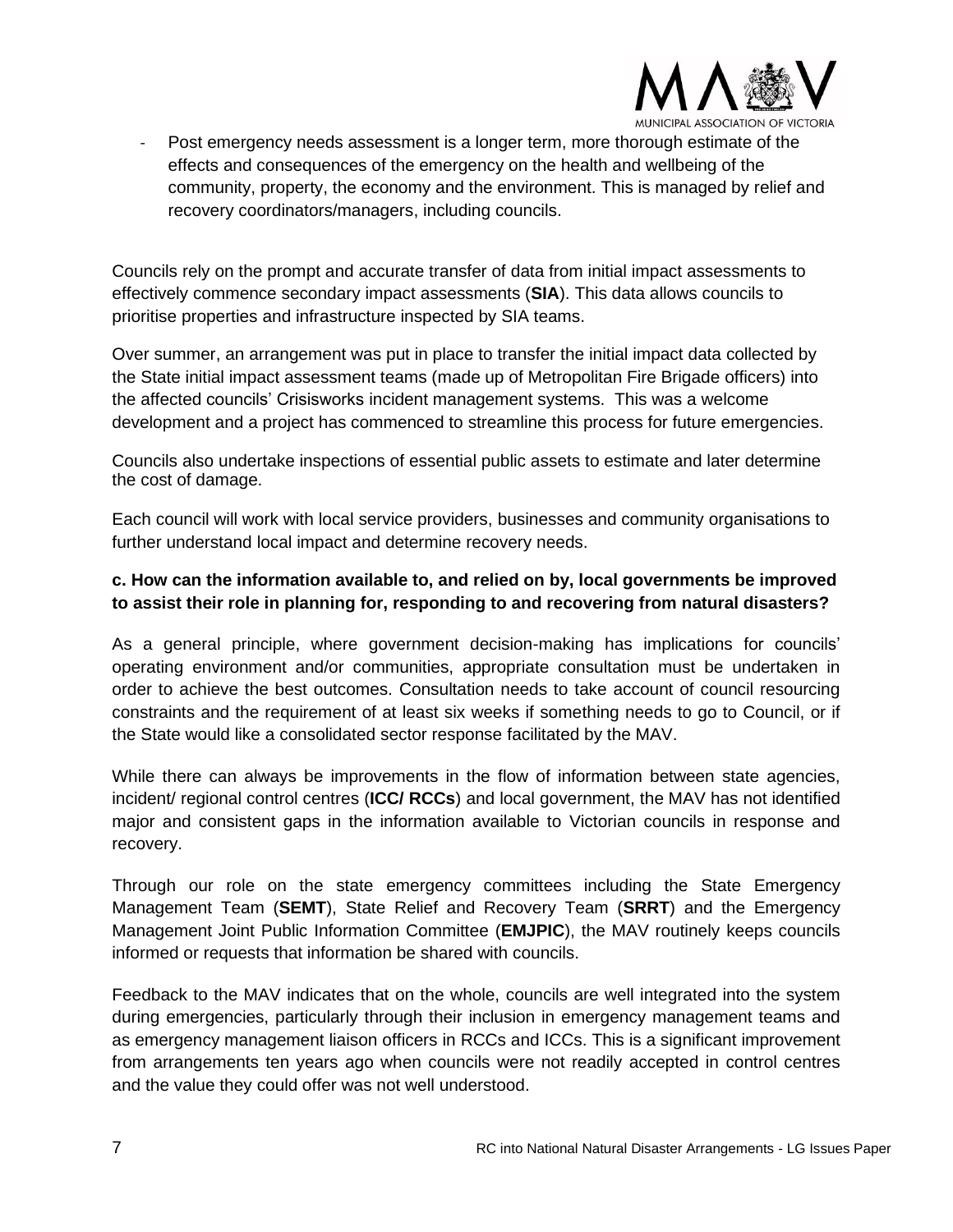- Post emergency needs assessment is a longer term, more thorough estimate of the effects and consequences of the emergency on the health and wellbeing of the community, property, the economy and the environment. This is managed by relief and recovery coordinators/managers, including councils.

Councils rely on the prompt and accurate transfer of data from initial impact assessments to effectively commence secondary impact assessments (**SIA**). This data allows councils to prioritise properties and infrastructure inspected by SIA teams.

Over summer, an arrangement was put in place to transfer the initial impact data collected by the State initial impact assessment teams (made up of Metropolitan Fire Brigade officers) into the affected councils' Crisisworks incident management systems. This was a welcome development and a project has commenced to streamline this process for future emergencies.

Councils also undertake inspections of essential public assets to estimate and later determine the cost of damage.

Each council will work with local service providers, businesses and community organisations to further understand local impact and determine recovery needs.

**c. How can the information available to, and relied on by, local governments be improved to assist their role in planning for, responding to and recovering from natural disasters?**

As a general principle, where government decision-making has implications for councils' operating environment and/or communities, appropriate consultation must be undertaken in order to achieve the best outcomes. Consultation needs to take account of council resourcing constraints and the requirement of at least six weeks if something needs to go to Council, or if the State would like a consolidated sector response facilitated by the MAV.

While there can always be improvements in the flow of information between state agencies, incident/ regional control centres (**ICC/ RCCs**) and local government, the MAV has not identified major and consistent gaps in the information available to Victorian councils in response and recovery.

Through our role on the state emergency committees including the State Emergency Management Team (**SEMT**), State Relief and Recovery Team (**SRRT**) and the Emergency Management Joint Public Information Committee (**EMJPIC**), the MAV routinely keeps councils informed or requests that information be shared with councils.

Feedback to the MAV indicates that on the whole, councils are well integrated into the system during emergencies, particularly through their inclusion in emergency management teams and as emergency management liaison officers in RCCs and ICCs. This is a significant improvement from arrangements ten years ago when councils were not readily accepted in control centres and the value they could offer was not well understood.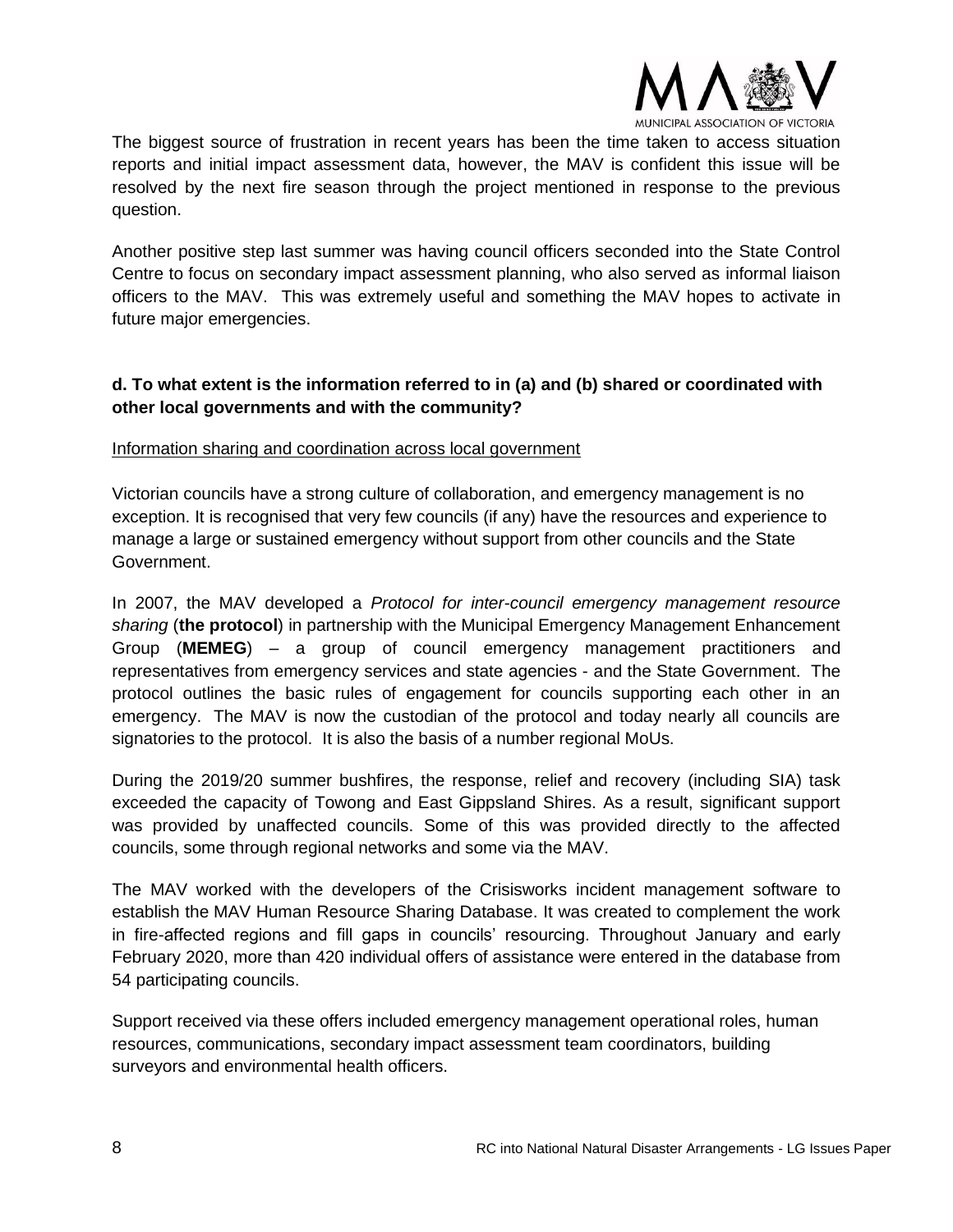The biggest source of frustration in recent years has been the time taken to access situation reports and initial impact assessment data, however, the MAV is confident this issue will be resolved by the next fire season through the project mentioned in response to the previous question.

Another positive step last summer was having council officers seconded into the State Control Centre to focus on secondary impact assessment planning, who also served as informal liaison officers to the MAV. This was extremely useful and something the MAV hopes to activate in future major emergencies.

**d. To what extent is the information referred to in (a) and (b) shared or coordinated with other local governments and with the community?**

Information sharing and coordination across local government

Victorian councils have a strong culture of collaboration, and emergency management is no exception. It is recognised that very few councils (if any) have the resources and experience to manage a large or sustained emergency without support from other councils and the State Government.

In 2007, the MAV developed a *Protocol for inter-council emergency management resource sharing* (**the protocol**) in partnership with the Municipal Emergency Management Enhancement Group (**MEMEG**) – a group of council emergency management practitioners and representatives from emergency services and state agencies - and the State Government. The protocol outlines the basic rules of engagement for councils supporting each other in an emergency. The MAV is now the custodian of the protocol and today nearly all councils are signatories to the protocol. It is also the basis of a number regional MoUs.

During the 2019/20 summer bushfires, the response, relief and recovery (including SIA) task exceeded the capacity of Towong and East Gippsland Shires. As a result, significant support was provided by unaffected councils. Some of this was provided directly to the affected councils, some through regional networks and some via the MAV.

The MAV worked with the developers of the Crisisworks incident management software to establish the MAV Human Resource Sharing Database. It was created to complement the work in fire-affected regions and fill gaps in councils' resourcing. Throughout January and early February 2020, more than 420 individual offers of assistance were entered in the database from 54 participating councils.

Support received via these offers included emergency management operational roles, human resources, communications, secondary impact assessment team coordinators, building surveyors and environmental health officers.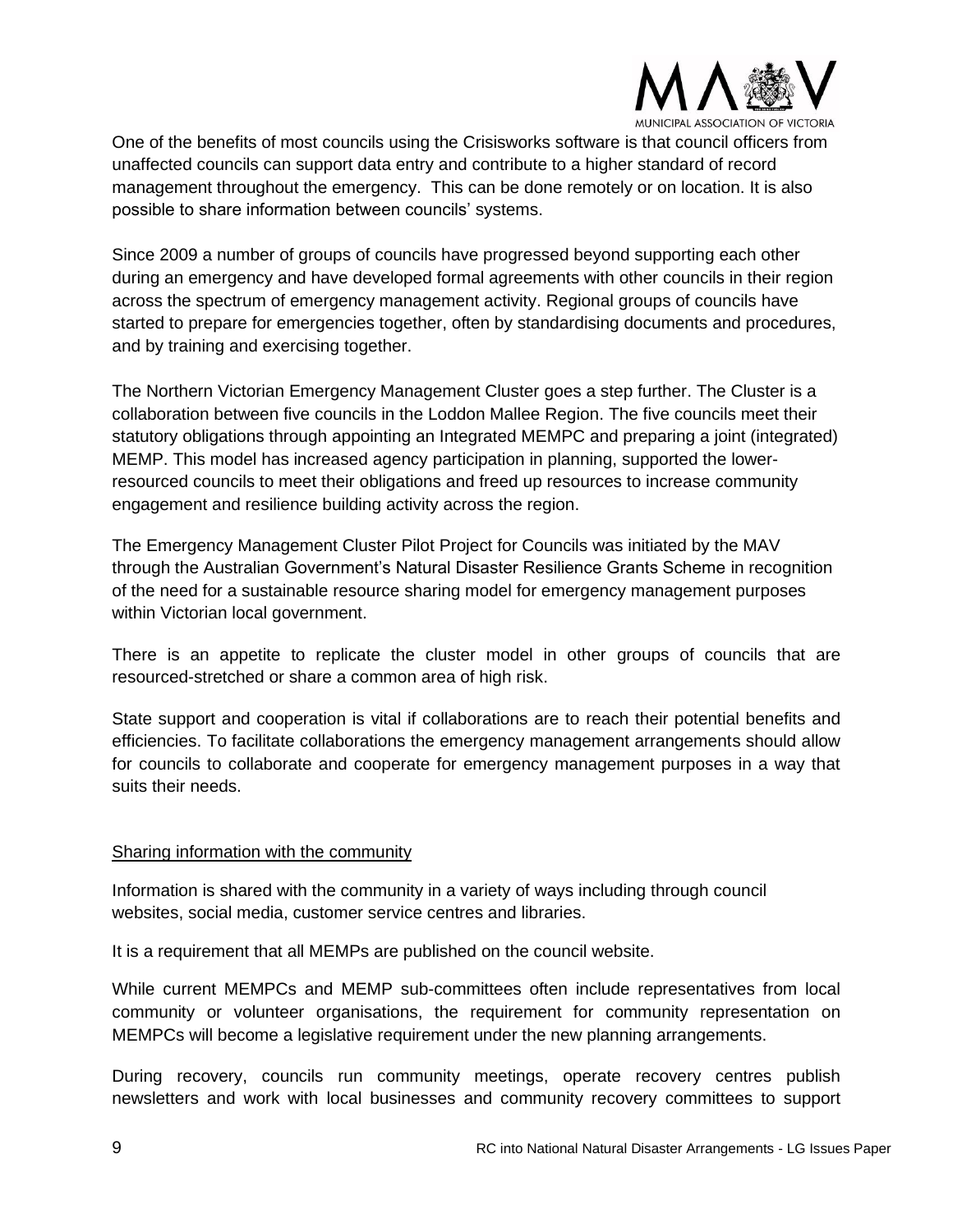One of the benefits of most councils using the Crisisworks software is that council officers from unaffected councils can support data entry and contribute to a higher standard of record management throughout the emergency. This can be done remotely or on location. It is also possible to share information between councils' systems.

Since 2009 a number of groups of councils have progressed beyond supporting each other during an emergency and have developed formal agreements with other councils in their region across the spectrum of emergency management activity. Regional groups of councils have started to prepare for emergencies together, often by standardising documents and procedures, and by training and exercising together.

The Northern Victorian Emergency Management Cluster goes a step further. The Cluster is a collaboration between five councils in the Loddon Mallee Region. The five councils meet their statutory obligations through appointing an Integrated MEMPC and preparing a joint (integrated) MEMP. This model has increased agency participation in planning, supported the lower-resourced councils to meet their obligations and freed up resources to increase community engagement and resilience building activity across the region.

The Emergency Management Cluster Pilot Project for Councils was initiated by the MAV through the Australian Government's Natural Disaster Resilience Grants Scheme in recognition of the need for a sustainable resource sharing model for emergency management purposes within Victorian local government.

There is an appetite to replicate the cluster model in other groups of councils that are resourced-stretched or share a common area of high risk.

State support and cooperation is vital if collaborations are to reach their potential benefits and efficiencies. To facilitate collaborations the emergency management arrangements should allow for councils to collaborate and cooperate for emergency management purposes in a way that suits their needs.

### Sharing information with the community

Information is shared with the community in a variety of ways including through council websites, social media, customer service centres and libraries.

It is a requirement that all MEMPs are published on the council website.

While current MEMPCs and MEMP sub-committees often include representatives from local community or volunteer organisations, the requirement for community representation on MEMPCs will become a legislative requirement under the new planning arrangements.

During recovery, councils run community meetings, operate recovery centres publish newsletters and work with local businesses and community recovery committees to support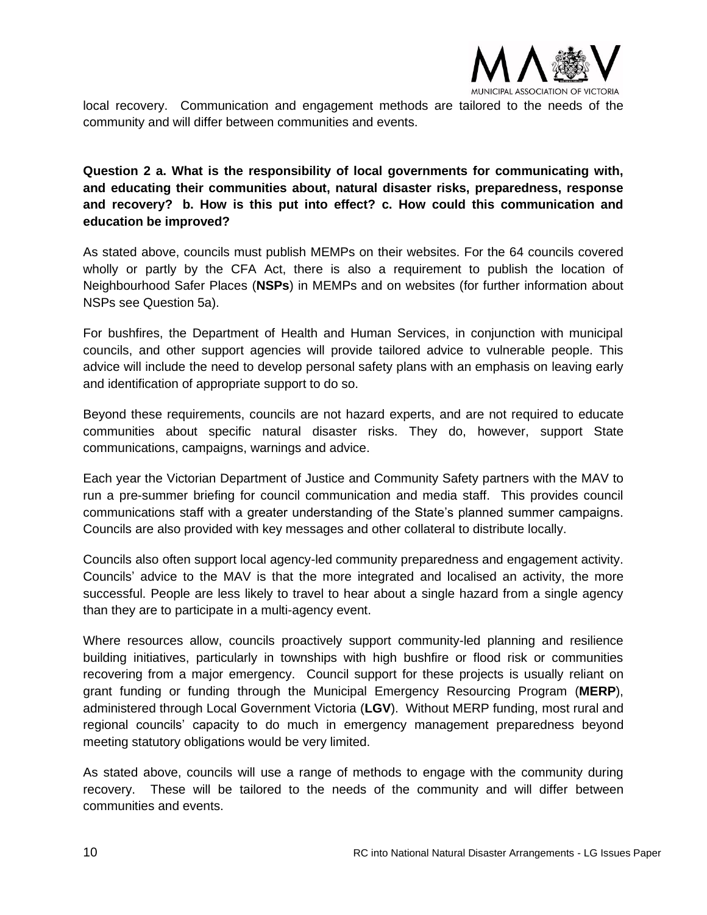local recovery. Communication and engagement methods are tailored to the needs of the community and will differ between communities and events.

**Question 2 a. What is the responsibility of local governments for communicating with, and educating their communities about, natural disaster risks, preparedness, response and recovery? b. How is this put into effect? c. How could this communication and education be improved?**

As stated above, councils must publish MEMPs on their websites. For the 64 councils covered wholly or partly by the CFA Act, there is also a requirement to publish the location of Neighbourhood Safer Places (**NSPs**) in MEMPs and on websites (for further information about NSPs see Question 5a).

For bushfires, the Department of Health and Human Services, in conjunction with municipal councils, and other support agencies will provide tailored advice to vulnerable people. This advice will include the need to develop personal safety plans with an emphasis on leaving early and identification of appropriate support to do so.

Beyond these requirements, councils are not hazard experts, and are not required to educate communities about specific natural disaster risks. They do, however, support State communications, campaigns, warnings and advice.

Each year the Victorian Department of Justice and Community Safety partners with the MAV to run a pre-summer briefing for council communication and media staff. This provides council communications staff with a greater understanding of the State's planned summer campaigns. Councils are also provided with key messages and other collateral to distribute locally.

Councils also often support local agency-led community preparedness and engagement activity. Councils' advice to the MAV is that the more integrated and localised an activity, the more successful. People are less likely to travel to hear about a single hazard from a single agency than they are to participate in a multi-agency event.

Where resources allow, councils proactively support community-led planning and resilience building initiatives, particularly in townships with high bushfire or flood risk or communities recovering from a major emergency. Council support for these projects is usually reliant on grant funding or funding through the Municipal Emergency Resourcing Program (**MERP**), administered through Local Government Victoria (**LGV**). Without MERP funding, most rural and regional councils' capacity to do much in emergency management preparedness beyond meeting statutory obligations would be very limited.

As stated above, councils will use a range of methods to engage with the community during recovery. These will be tailored to the needs of the community and will differ between communities and events.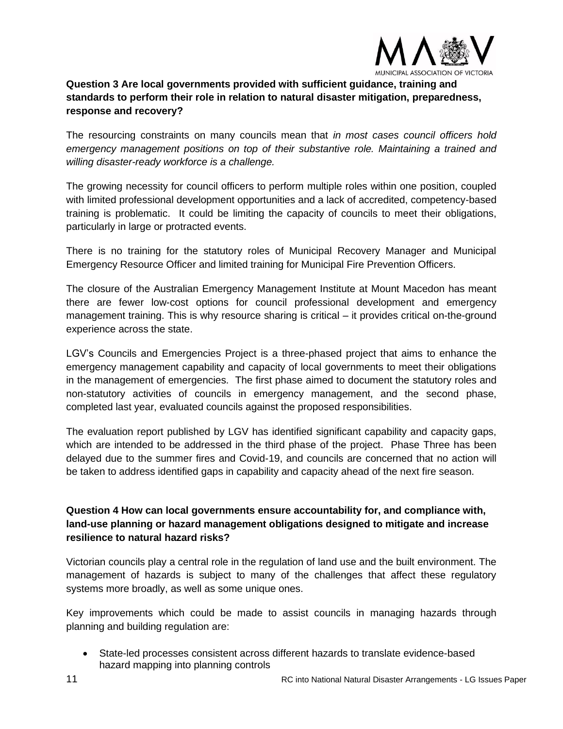**Question 3 Are local governments provided with sufficient guidance, training and standards to perform their role in relation to natural disaster mitigation, preparedness, response and recovery?**

The resourcing constraints on many councils mean that *in most cases council officers hold emergency management positions on top of their substantive role. Maintaining a trained and willing disaster-ready workforce is a challenge.*

The growing necessity for council officers to perform multiple roles within one position, coupled with limited professional development opportunities and a lack of accredited, competency-based training is problematic. It could be limiting the capacity of councils to meet their obligations, particularly in large or protracted events.

There is no training for the statutory roles of Municipal Recovery Manager and Municipal Emergency Resource Officer and limited training for Municipal Fire Prevention Officers.

The closure of the Australian Emergency Management Institute at Mount Macedon has meant there are fewer low-cost options for council professional development and emergency management training. This is why resource sharing is critical – it provides critical on-the-ground experience across the state.

LGV's Councils and Emergencies Project is a three-phased project that aims to enhance the emergency management capability and capacity of local governments to meet their obligations in the management of emergencies. The first phase aimed to document the statutory roles and non-statutory activities of councils in emergency management, and the second phase, completed last year, evaluated councils against the proposed responsibilities.

The evaluation report published by LGV has identified significant capability and capacity gaps, which are intended to be addressed in the third phase of the project. Phase Three has been delayed due to the summer fires and Covid-19, and councils are concerned that no action will be taken to address identified gaps in capability and capacity ahead of the next fire season.

**Question 4 How can local governments ensure accountability for, and compliance with, land-use planning or hazard management obligations designed to mitigate and increase resilience to natural hazard risks?**

Victorian councils play a central role in the regulation of land use and the built environment. The management of hazards is subject to many of the challenges that affect these regulatory systems more broadly, as well as some unique ones.

Key improvements which could be made to assist councils in managing hazards through planning and building regulation are:

- State-led processes consistent across different hazards to translate evidence-based hazard mapping into planning controls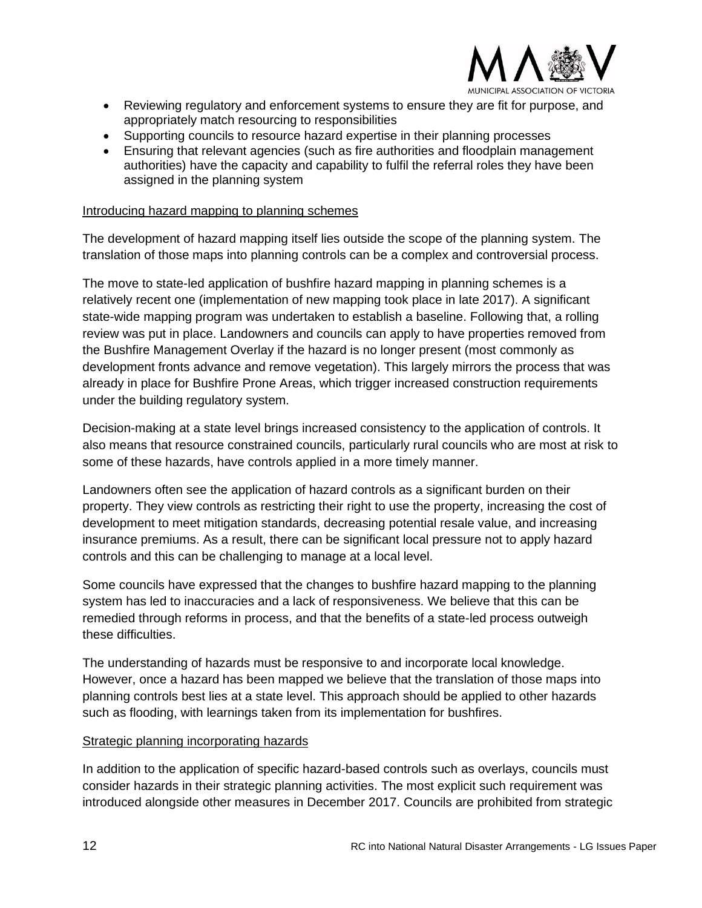- Reviewing regulatory and enforcement systems to ensure they are fit for purpose, and appropriately match resourcing to responsibilities
- Supporting councils to resource hazard expertise in their planning processes
- Ensuring that relevant agencies (such as fire authorities and floodplain management authorities) have the capacity and capability to fulfil the referral roles they have been assigned in the planning system

### Introducing hazard mapping to planning schemes

The development of hazard mapping itself lies outside the scope of the planning system. The translation of those maps into planning controls can be a complex and controversial process.

The move to state-led application of bushfire hazard mapping in planning schemes is a relatively recent one (implementation of new mapping took place in late 2017). A significant state-wide mapping program was undertaken to establish a baseline. Following that, a rolling review was put in place. Landowners and councils can apply to have properties removed from the Bushfire Management Overlay if the hazard is no longer present (most commonly as development fronts advance and remove vegetation). This largely mirrors the process that was already in place for Bushfire Prone Areas, which trigger increased construction requirements under the building regulatory system.

Decision-making at a state level brings increased consistency to the application of controls. It also means that resource constrained councils, particularly rural councils who are most at risk to some of these hazards, have controls applied in a more timely manner.

Landowners often see the application of hazard controls as a significant burden on their property. They view controls as restricting their right to use the property, increasing the cost of development to meet mitigation standards, decreasing potential resale value, and increasing insurance premiums. As a result, there can be significant local pressure not to apply hazard controls and this can be challenging to manage at a local level.

Some councils have expressed that the changes to bushfire hazard mapping to the planning system has led to inaccuracies and a lack of responsiveness. We believe that this can be remedied through reforms in process, and that the benefits of a state-led process outweigh these difficulties.

The understanding of hazards must be responsive to and incorporate local knowledge. However, once a hazard has been mapped we believe that the translation of those maps into planning controls best lies at a state level. This approach should be applied to other hazards such as flooding, with learnings taken from its implementation for bushfires.

### Strategic planning incorporating hazards

In addition to the application of specific hazard-based controls such as overlays, councils must consider hazards in their strategic planning activities. The most explicit such requirement was introduced alongside other measures in December 2017. Councils are prohibited from strategic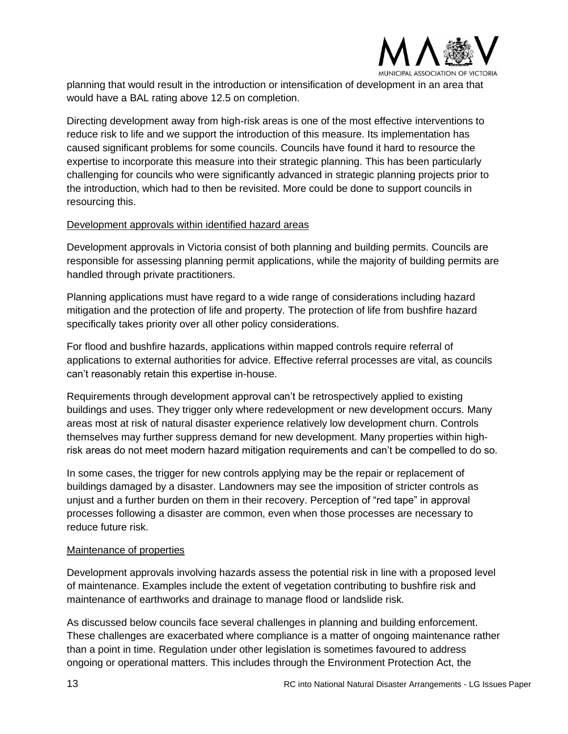planning that would result in the introduction or intensification of development in an area that would have a BAL rating above 12.5 on completion.

Directing development away from high-risk areas is one of the most effective interventions to reduce risk to life and we support the introduction of this measure. Its implementation has caused significant problems for some councils. Councils have found it hard to resource the expertise to incorporate this measure into their strategic planning. This has been particularly challenging for councils who were significantly advanced in strategic planning projects prior to the introduction, which had to then be revisited. More could be done to support councils in resourcing this.

<u>Development approvals within identified hazard areas</u>

Development approvals in Victoria consist of both planning and building permits. Councils are responsible for assessing planning permit applications, while the majority of building permits are handled through private practitioners.

Planning applications must have regard to a wide range of considerations including hazard mitigation and the protection of life and property. The protection of life from bushfire hazard specifically takes priority over all other policy considerations.

For flood and bushfire hazards, applications within mapped controls require referral of applications to external authorities for advice. Effective referral processes are vital, as councils can't reasonably retain this expertise in-house.

Requirements through development approval can't be retrospectively applied to existing buildings and uses. They trigger only where redevelopment or new development occurs. Many areas most at risk of natural disaster experience relatively low development churn. Controls themselves may further suppress demand for new development. Many properties within high-risk areas do not meet modern hazard mitigation requirements and can't be compelled to do so.

In some cases, the trigger for new controls applying may be the repair or replacement of buildings damaged by a disaster. Landowners may see the imposition of stricter controls as unjust and a further burden on them in their recovery. Perception of "red tape" in approval processes following a disaster are common, even when those processes are necessary to reduce future risk.

<u>Maintenance of properties</u>

Development approvals involving hazards assess the potential risk in line with a proposed level of maintenance. Examples include the extent of vegetation contributing to bushfire risk and maintenance of earthworks and drainage to manage flood or landslide risk.

As discussed below councils face several challenges in planning and building enforcement. These challenges are exacerbated where compliance is a matter of ongoing maintenance rather than a point in time. Regulation under other legislation is sometimes favoured to address ongoing or operational matters. This includes through the Environment Protection Act, the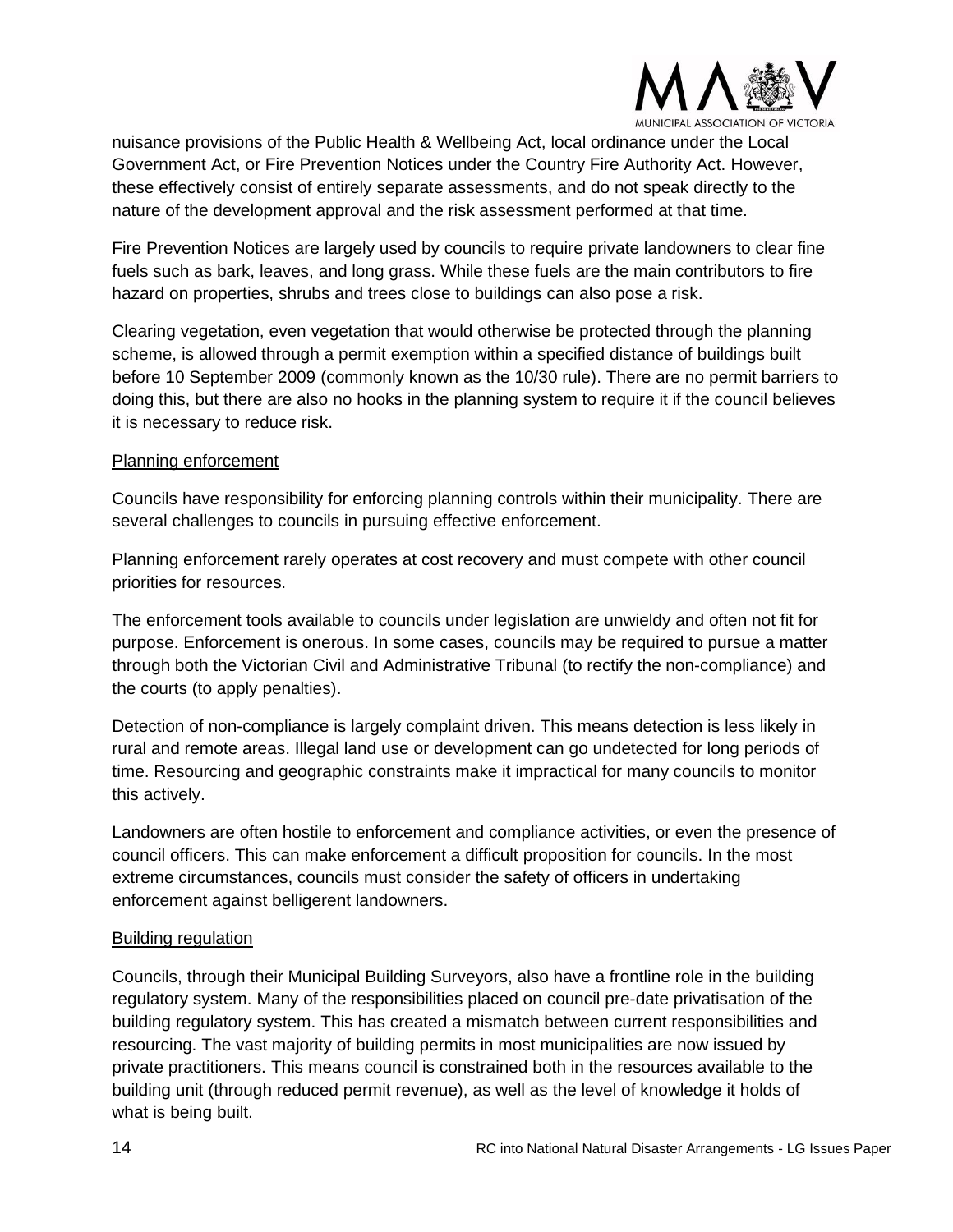nuisance provisions of the Public Health & Wellbeing Act, local ordinance under the Local Government Act, or Fire Prevention Notices under the Country Fire Authority Act. However, these effectively consist of entirely separate assessments, and do not speak directly to the nature of the development approval and the risk assessment performed at that time.

Fire Prevention Notices are largely used by councils to require private landowners to clear fine fuels such as bark, leaves, and long grass. While these fuels are the main contributors to fire hazard on properties, shrubs and trees close to buildings can also pose a risk.

Clearing vegetation, even vegetation that would otherwise be protected through the planning scheme, is allowed through a permit exemption within a specified distance of buildings built before 10 September 2009 (commonly known as the 10/30 rule). There are no permit barriers to doing this, but there are also no hooks in the planning system to require it if the council believes it is necessary to reduce risk.

<u>Planning enforcement</u>

Councils have responsibility for enforcing planning controls within their municipality. There are several challenges to councils in pursuing effective enforcement.

Planning enforcement rarely operates at cost recovery and must compete with other council priorities for resources.

The enforcement tools available to councils under legislation are unwieldy and often not fit for purpose. Enforcement is onerous. In some cases, councils may be required to pursue a matter through both the Victorian Civil and Administrative Tribunal (to rectify the non-compliance) and the courts (to apply penalties).

Detection of non-compliance is largely complaint driven. This means detection is less likely in rural and remote areas. Illegal land use or development can go undetected for long periods of time. Resourcing and geographic constraints make it impractical for many councils to monitor this actively.

Landowners are often hostile to enforcement and compliance activities, or even the presence of council officers. This can make enforcement a difficult proposition for councils. In the most extreme circumstances, councils must consider the safety of officers in undertaking enforcement against belligerent landowners.

<u>Building regulation</u>

Councils, through their Municipal Building Surveyors, also have a frontline role in the building regulatory system. Many of the responsibilities placed on council pre-date privatisation of the building regulatory system. This has created a mismatch between current responsibilities and resourcing. The vast majority of building permits in most municipalities are now issued by private practitioners. This means council is constrained both in the resources available to the building unit (through reduced permit revenue), as well as the level of knowledge it holds of what is being built.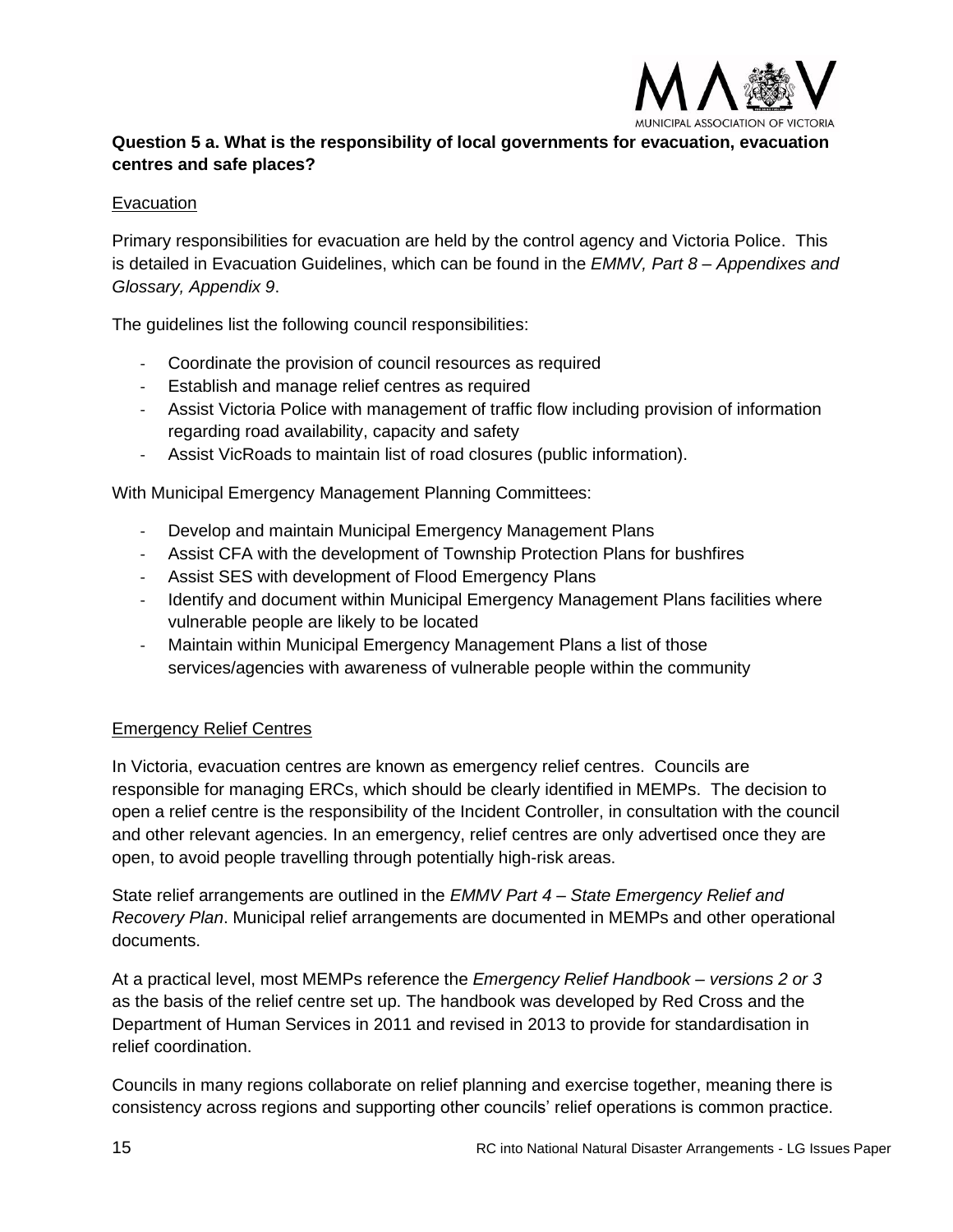**Question 5 a. What is the responsibility of local governments for evacuation, evacuation centres and safe places?**

Evacuation

Primary responsibilities for evacuation are held by the control agency and Victoria Police. This is detailed in Evacuation Guidelines, which can be found in the *EMMV, Part 8 – Appendixes and Glossary, Appendix 9*.

The guidelines list the following council responsibilities:

- Coordinate the provision of council resources as required
- Establish and manage relief centres as required
- Assist Victoria Police with management of traffic flow including provision of information regarding road availability, capacity and safety
- Assist VicRoads to maintain list of road closures (public information).

With Municipal Emergency Management Planning Committees:

- Develop and maintain Municipal Emergency Management Plans
- Assist CFA with the development of Township Protection Plans for bushfires
- Assist SES with development of Flood Emergency Plans
- Identify and document within Municipal Emergency Management Plans facilities where vulnerable people are likely to be located
- Maintain within Municipal Emergency Management Plans a list of those services/agencies with awareness of vulnerable people within the community

Emergency Relief Centres

In Victoria, evacuation centres are known as emergency relief centres. Councils are responsible for managing ERCs, which should be clearly identified in MEMPs. The decision to open a relief centre is the responsibility of the Incident Controller, in consultation with the council and other relevant agencies. In an emergency, relief centres are only advertised once they are open, to avoid people travelling through potentially high-risk areas.

State relief arrangements are outlined in the *EMMV Part 4 – State Emergency Relief and Recovery Plan*. Municipal relief arrangements are documented in MEMPs and other operational documents.

At a practical level, most MEMPs reference the *Emergency Relief Handbook – versions 2 or 3* as the basis of the relief centre set up. The handbook was developed by Red Cross and the Department of Human Services in 2011 and revised in 2013 to provide for standardisation in relief coordination.

Councils in many regions collaborate on relief planning and exercise together, meaning there is consistency across regions and supporting other councils' relief operations is common practice.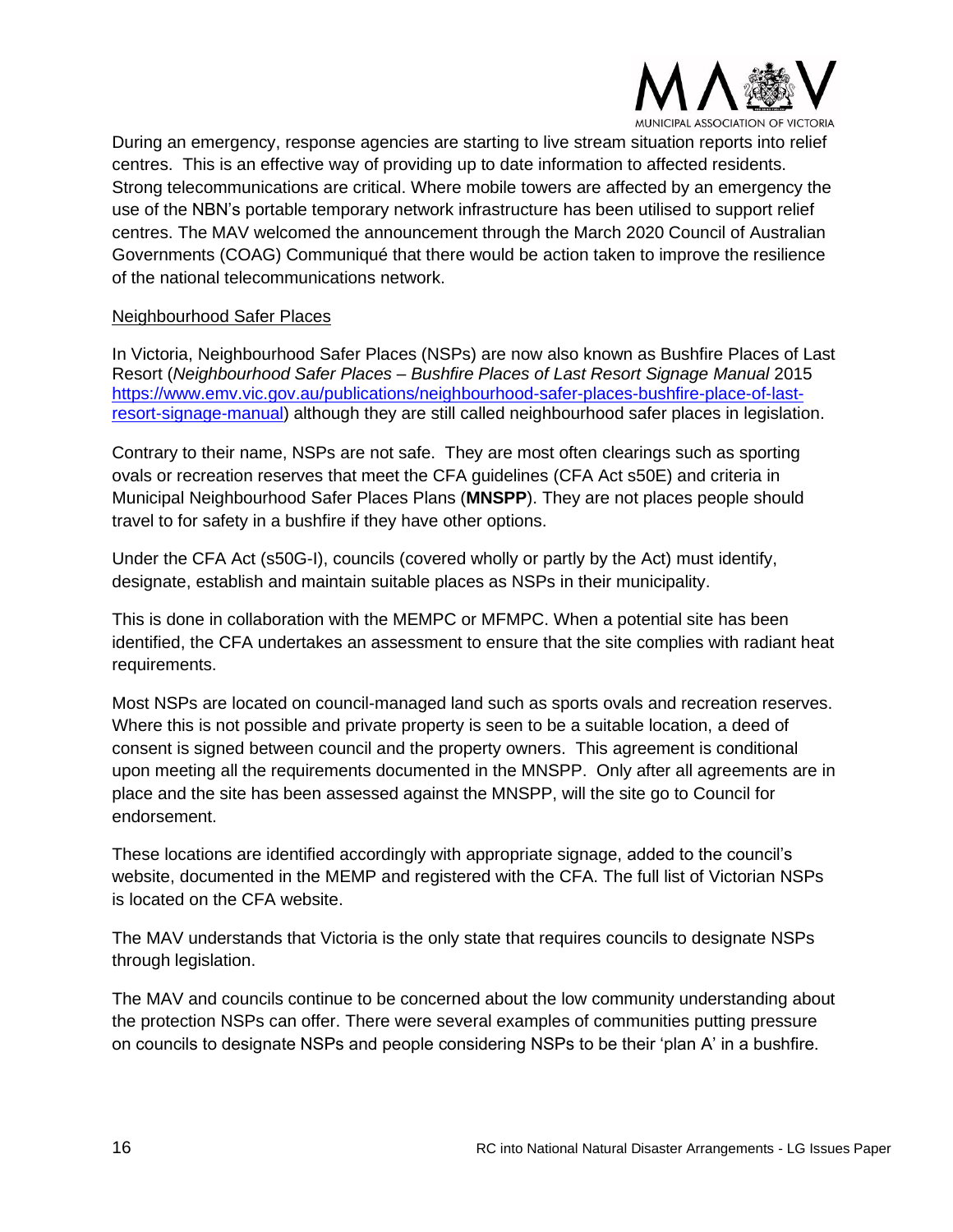During an emergency, response agencies are starting to live stream situation reports into relief centres. This is an effective way of providing up to date information to affected residents. Strong telecommunications are critical. Where mobile towers are affected by an emergency the use of the NBN's portable temporary network infrastructure has been utilised to support relief centres. The MAV welcomed the announcement through the March 2020 Council of Australian Governments (COAG) Communiqué that there would be action taken to improve the resilience of the national telecommunications network.

<u>Neighbourhood Safer Places</u>

In Victoria, Neighbourhood Safer Places (NSPs) are now also known as Bushfire Places of Last Resort (*Neighbourhood Safer Places – Bushfire Places of Last Resort Signage Manual* 2015 [https://www.emv.vic.gov.au/publications/neighbourhood-safer-places-bushfire-place-of-last-resort-signage-manual](https://www.emv.vic.gov.au/publications/neighbourhood-safer-places-bushfire-place-of-last-resort-signage-manual)) although they are still called neighbourhood safer places in legislation.

Contrary to their name, NSPs are not safe. They are most often clearings such as sporting ovals or recreation reserves that meet the CFA guidelines (CFA Act s50E) and criteria in Municipal Neighbourhood Safer Places Plans (**MNSPP**). They are not places people should travel to for safety in a bushfire if they have other options.

Under the CFA Act (s50G-I), councils (covered wholly or partly by the Act) must identify, designate, establish and maintain suitable places as NSPs in their municipality.

This is done in collaboration with the MEMPC or MFMPC. When a potential site has been identified, the CFA undertakes an assessment to ensure that the site complies with radiant heat requirements.

Most NSPs are located on council-managed land such as sports ovals and recreation reserves. Where this is not possible and private property is seen to be a suitable location, a deed of consent is signed between council and the property owners. This agreement is conditional upon meeting all the requirements documented in the MNSPP. Only after all agreements are in place and the site has been assessed against the MNSPP, will the site go to Council for endorsement.

These locations are identified accordingly with appropriate signage, added to the council's website, documented in the MEMP and registered with the CFA. The full list of Victorian NSPs is located on the CFA website.

The MAV understands that Victoria is the only state that requires councils to designate NSPs through legislation.

The MAV and councils continue to be concerned about the low community understanding about the protection NSPs can offer. There were several examples of communities putting pressure on councils to designate NSPs and people considering NSPs to be their 'plan A' in a bushfire.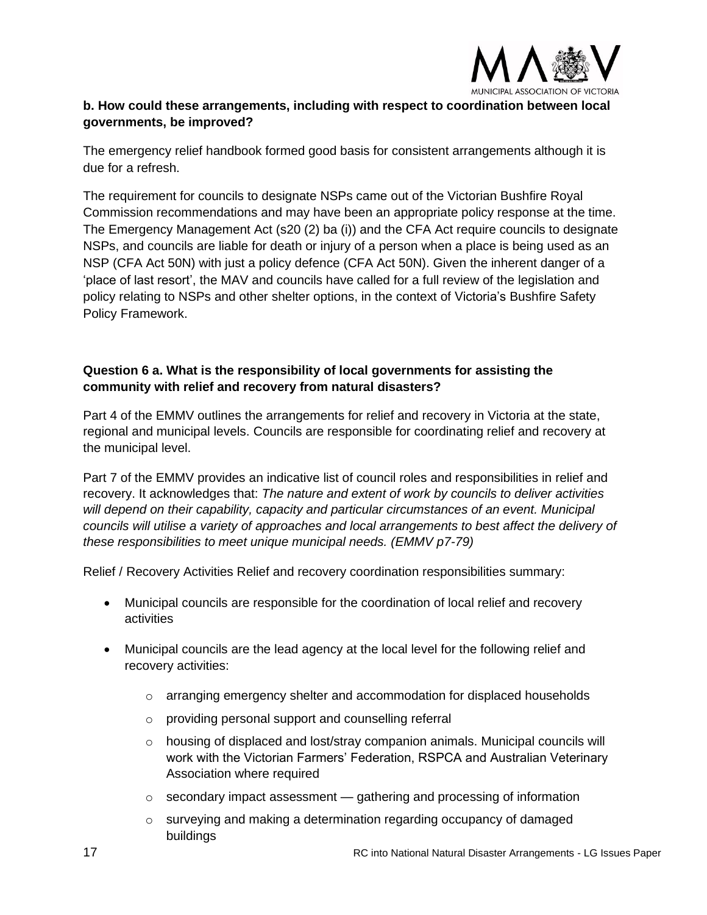**b. How could these arrangements, including with respect to coordination between local governments, be improved?**

The emergency relief handbook formed good basis for consistent arrangements although it is due for a refresh.

The requirement for councils to designate NSPs came out of the Victorian Bushfire Royal Commission recommendations and may have been an appropriate policy response at the time. The Emergency Management Act (s20 (2) ba (i)) and the CFA Act require councils to designate NSPs, and councils are liable for death or injury of a person when a place is being used as an NSP (CFA Act 50N) with just a policy defence (CFA Act 50N). Given the inherent danger of a 'place of last resort', the MAV and councils have called for a full review of the legislation and policy relating to NSPs and other shelter options, in the context of Victoria's Bushfire Safety Policy Framework.

**Question 6 a. What is the responsibility of local governments for assisting the community with relief and recovery from natural disasters?**

Part 4 of the EMMV outlines the arrangements for relief and recovery in Victoria at the state, regional and municipal levels. Councils are responsible for coordinating relief and recovery at the municipal level.

Part 7 of the EMMV provides an indicative list of council roles and responsibilities in relief and recovery. It acknowledges that: *The nature and extent of work by councils to deliver activities will depend on their capability, capacity and particular circumstances of an event. Municipal councils will utilise a variety of approaches and local arrangements to best affect the delivery of these responsibilities to meet unique municipal needs. (EMMV p7-79)*

Relief / Recovery Activities Relief and recovery coordination responsibilities summary:

- Municipal councils are responsible for the coordination of local relief and recovery activities
- Municipal councils are the lead agency at the local level for the following relief and recovery activities:
  - arranging emergency shelter and accommodation for displaced households
  - providing personal support and counselling referral
  - housing of displaced and lost/stray companion animals. Municipal councils will work with the Victorian Farmers' Federation, RSPCA and Australian Veterinary Association where required
  - secondary impact assessment — gathering and processing of information
  - surveying and making a determination regarding occupancy of damaged buildings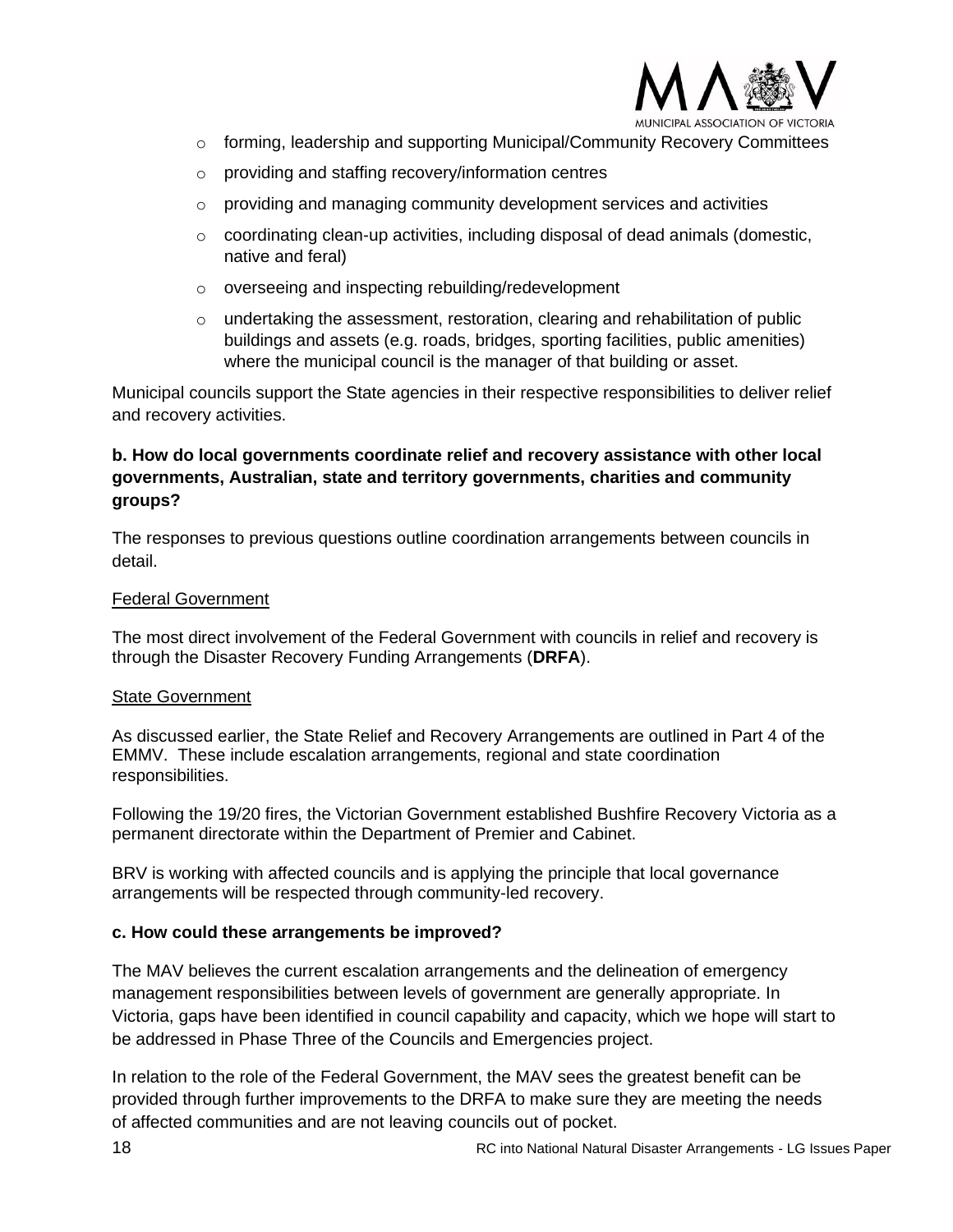- forming, leadership and supporting Municipal/Community Recovery Committees
- providing and staffing recovery/information centres
- providing and managing community development services and activities
- coordinating clean-up activities, including disposal of dead animals (domestic, native and feral)
- overseeing and inspecting rebuilding/redevelopment
- undertaking the assessment, restoration, clearing and rehabilitation of public buildings and assets (e.g. roads, bridges, sporting facilities, public amenities) where the municipal council is the manager of that building or asset.

Municipal councils support the State agencies in their respective responsibilities to deliver relief and recovery activities.

**b. How do local governments coordinate relief and recovery assistance with other local governments, Australian, state and territory governments, charities and community groups?**

The responses to previous questions outline coordination arrangements between councils in detail.

<u>Federal Government</u>

The most direct involvement of the Federal Government with councils in relief and recovery is through the Disaster Recovery Funding Arrangements (**DRFA**).

<u>State Government</u>

As discussed earlier, the State Relief and Recovery Arrangements are outlined in Part 4 of the EMMV. These include escalation arrangements, regional and state coordination responsibilities.

Following the 19/20 fires, the Victorian Government established Bushfire Recovery Victoria as a permanent directorate within the Department of Premier and Cabinet.

BRV is working with affected councils and is applying the principle that local governance arrangements will be respected through community-led recovery.

**c. How could these arrangements be improved?**

The MAV believes the current escalation arrangements and the delineation of emergency management responsibilities between levels of government are generally appropriate. In Victoria, gaps have been identified in council capability and capacity, which we hope will start to be addressed in Phase Three of the Councils and Emergencies project.

In relation to the role of the Federal Government, the MAV sees the greatest benefit can be provided through further improvements to the DRFA to make sure they are meeting the needs of affected communities and are not leaving councils out of pocket.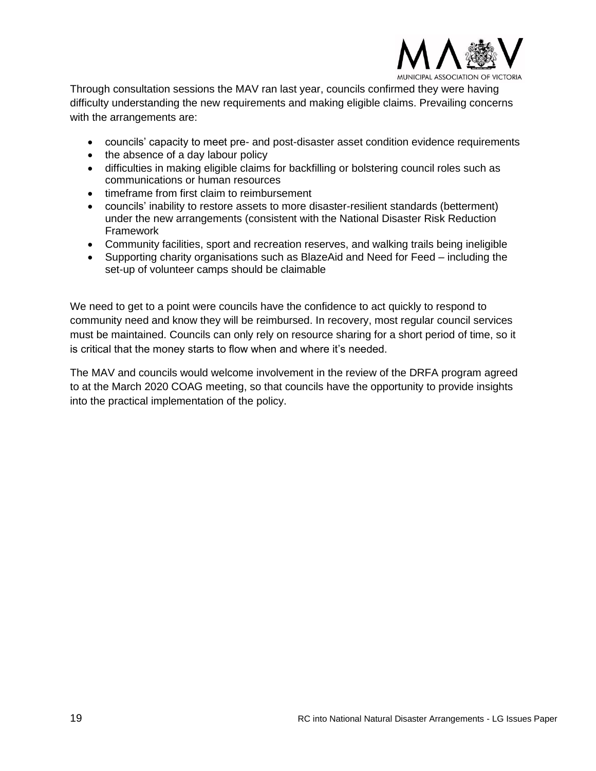Through consultation sessions the MAV ran last year, councils confirmed they were having difficulty understanding the new requirements and making eligible claims. Prevailing concerns with the arrangements are:

- councils' capacity to meet pre- and post-disaster asset condition evidence requirements
- the absence of a day labour policy
- difficulties in making eligible claims for backfilling or bolstering council roles such as communications or human resources
- timeframe from first claim to reimbursement
- councils' inability to restore assets to more disaster-resilient standards (betterment) under the new arrangements (consistent with the National Disaster Risk Reduction Framework
- Community facilities, sport and recreation reserves, and walking trails being ineligible
- Supporting charity organisations such as BlazeAid and Need for Feed – including the set-up of volunteer camps should be claimable

We need to get to a point were councils have the confidence to act quickly to respond to community need and know they will be reimbursed. In recovery, most regular council services must be maintained. Councils can only rely on resource sharing for a short period of time, so it is critical that the money starts to flow when and where it's needed.

The MAV and councils would welcome involvement in the review of the DRFA program agreed to at the March 2020 COAG meeting, so that councils have the opportunity to provide insights into the practical implementation of the policy.